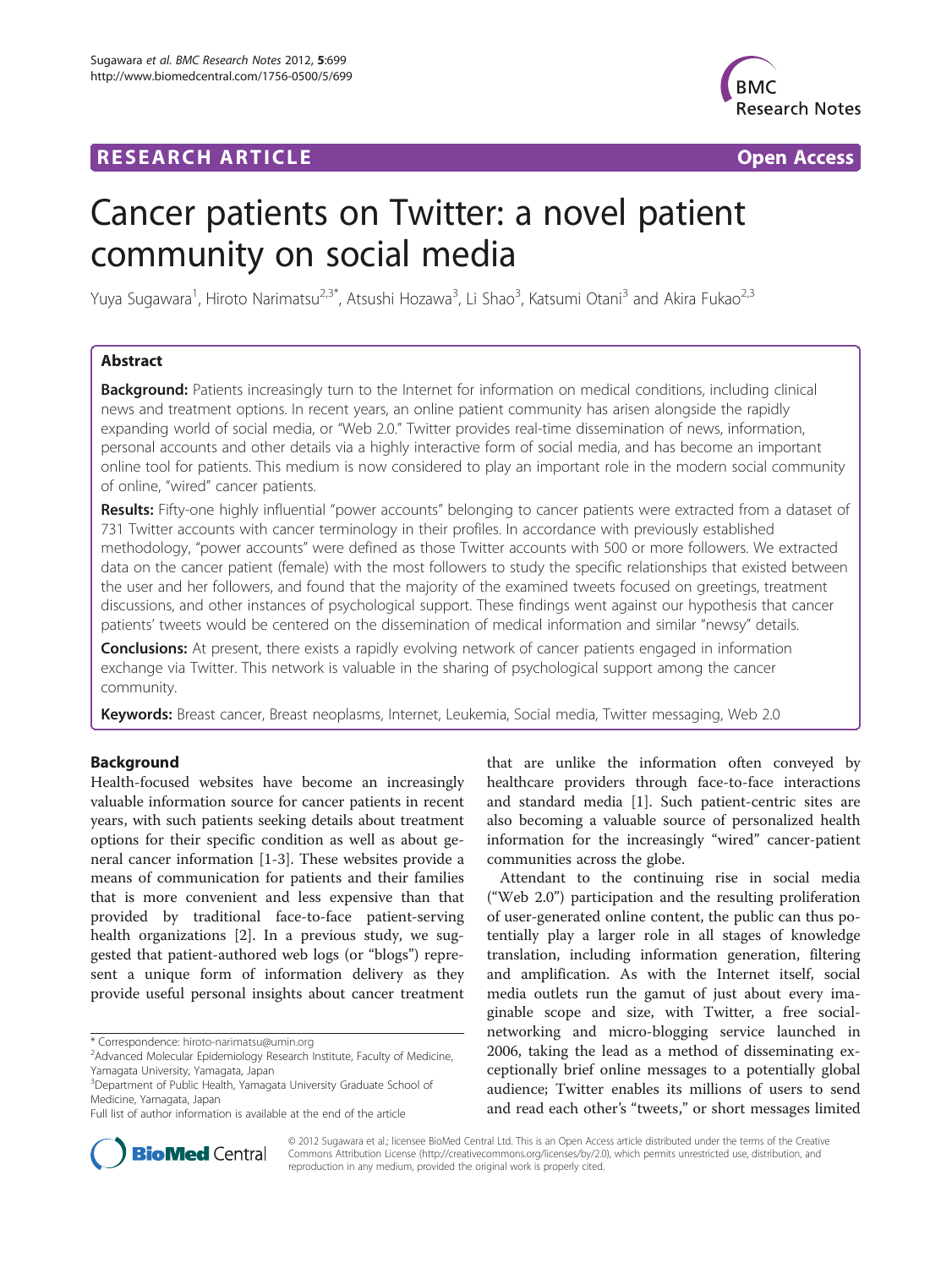RESEARCH ARTICLE Open Access

# Cancer patients on Twitter: a novel patient community on social media

Yuya Sugawara[1], Hiroto Narimatsu[2,3*], Atsushi Hozawa[3], Li Shao[3], Katsumi Otani[3] and Akira Fukao[2,3]

## Abstract

**Background:** Patients increasingly turn to the Internet for information on medical conditions, including clinical news and treatment options. In recent years, an online patient community has arisen alongside the rapidly expanding world of social media, or "Web 2.0." Twitter provides real-time dissemination of news, information, personal accounts and other details via a highly interactive form of social media, and has become an important online tool for patients. This medium is now considered to play an important role in the modern social community of online, "wired" cancer patients.

**Results:** Fifty-one highly influential "power accounts" belonging to cancer patients were extracted from a dataset of 731 Twitter accounts with cancer terminology in their profiles. In accordance with previously established methodology, "power accounts" were defined as those Twitter accounts with 500 or more followers. We extracted data on the cancer patient (female) with the most followers to study the specific relationships that existed between the user and her followers, and found that the majority of the examined tweets focused on greetings, treatment discussions, and other instances of psychological support. These findings went against our hypothesis that cancer patients' tweets would be centered on the dissemination of medical information and similar "newsy" details.

**Conclusions:** At present, there exists a rapidly evolving network of cancer patients engaged in information exchange via Twitter. This network is valuable in the sharing of psychological support among the cancer community.

**Keywords:** Breast cancer, Breast neoplasms, Internet, Leukemia, Social media, Twitter messaging, Web 2.0

## Background

Health-focused websites have become an increasingly valuable information source for cancer patients in recent years, with such patients seeking details about treatment options for their specific condition as well as about general cancer information [1-3]. These websites provide a means of communication for patients and their families that is more convenient and less expensive than that provided by traditional face-to-face patient-serving health organizations [2]. In a previous study, we suggested that patient-authored web logs (or "blogs") represent a unique form of information delivery as they provide useful personal insights about cancer treatment that are unlike the information often conveyed by healthcare providers through face-to-face interactions and standard media [1]. Such patient-centric sites are also becoming a valuable source of personalized health information for the increasingly "wired" cancer-patient communities across the globe.

Attendant to the continuing rise in social media ("Web 2.0") participation and the resulting proliferation of user-generated online content, the public can thus potentially play a larger role in all stages of knowledge translation, including information generation, filtering and amplification. As with the Internet itself, social media outlets run the gamut of just about every imaginable scope and size, with Twitter, a free social-networking and micro-blogging service launched in 2006, taking the lead as a method of disseminating exceptionally brief online messages to a potentially global audience; Twitter enables its millions of users to send and read each other's "tweets," or short messages limited

\* Correspondence: hiroto-narimatsu@umin.org
[2]Advanced Molecular Epidemiology Research Institute, Faculty of Medicine, Yamagata University, Yamagata, Japan
[3]Department of Public Health, Yamagata University Graduate School of Medicine, Yamagata, Japan
Full list of author information is available at the end of the article

© 2012 Sugawara et al.; licensee BioMed Central Ltd. This is an Open Access article distributed under the terms of the Creative Commons Attribution License (http://creativecommons.org/licenses/by/2.0), which permits unrestricted use, distribution, and reproduction in any medium, provided the original work is properly cited.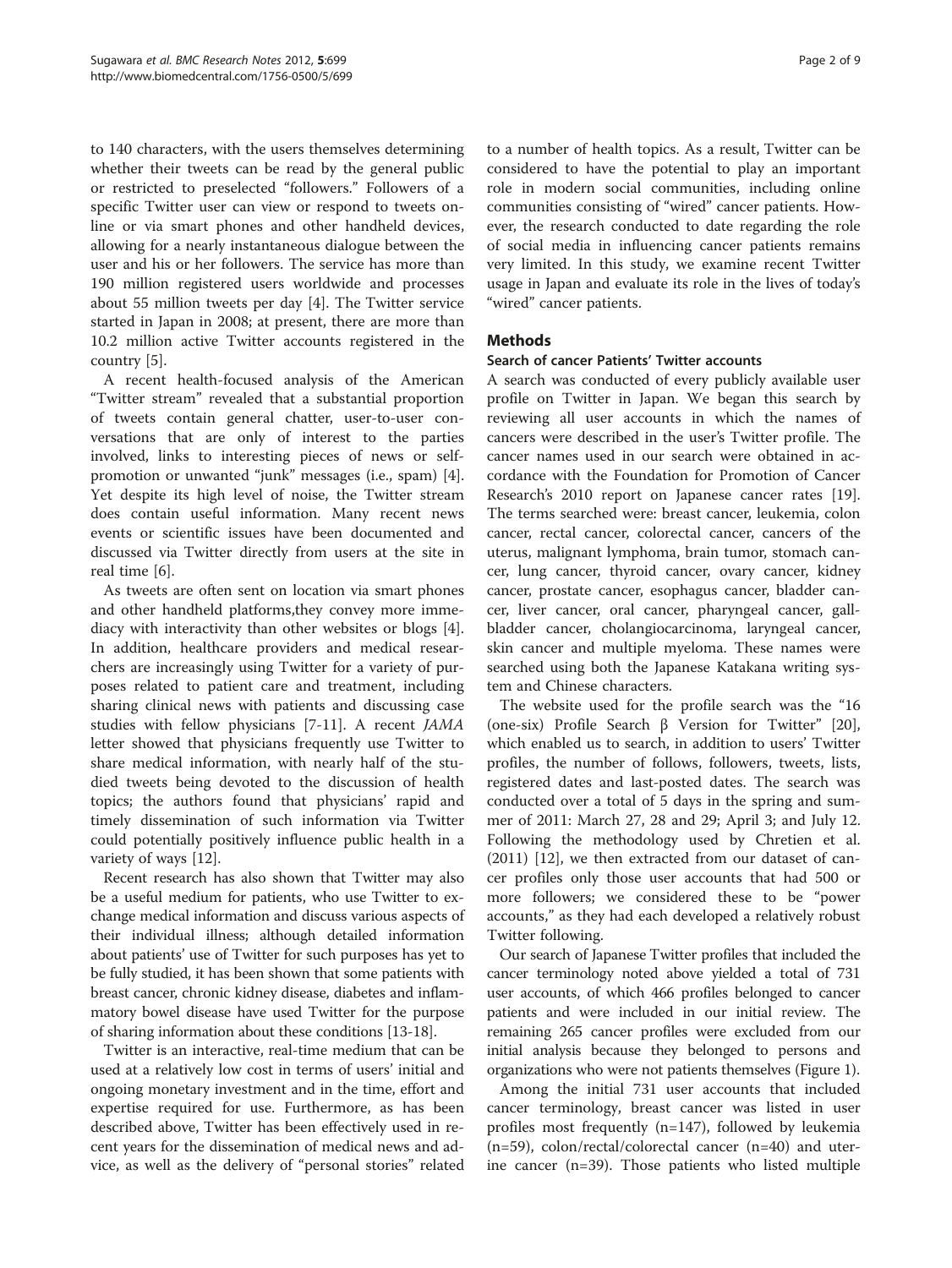to 140 characters, with the users themselves determining whether their tweets can be read by the general public or restricted to preselected "followers." Followers of a specific Twitter user can view or respond to tweets online or via smart phones and other handheld devices, allowing for a nearly instantaneous dialogue between the user and his or her followers. The service has more than 190 million registered users worldwide and processes about 55 million tweets per day [4]. The Twitter service started in Japan in 2008; at present, there are more than 10.2 million active Twitter accounts registered in the country [5].

A recent health-focused analysis of the American "Twitter stream" revealed that a substantial proportion of tweets contain general chatter, user-to-user conversations that are only of interest to the parties involved, links to interesting pieces of news or self-promotion or unwanted "junk" messages (i.e., spam) [4]. Yet despite its high level of noise, the Twitter stream does contain useful information. Many recent news events or scientific issues have been documented and discussed via Twitter directly from users at the site in real time [6].

As tweets are often sent on location via smart phones and other handheld platforms,they convey more immediacy with interactivity than other websites or blogs [4]. In addition, healthcare providers and medical researchers are increasingly using Twitter for a variety of purposes related to patient care and treatment, including sharing clinical news with patients and discussing case studies with fellow physicians [7-11]. A recent *JAMA* letter showed that physicians frequently use Twitter to share medical information, with nearly half of the studied tweets being devoted to the discussion of health topics; the authors found that physicians' rapid and timely dissemination of such information via Twitter could potentially positively influence public health in a variety of ways [12].

Recent research has also shown that Twitter may also be a useful medium for patients, who use Twitter to exchange medical information and discuss various aspects of their individual illness; although detailed information about patients' use of Twitter for such purposes has yet to be fully studied, it has been shown that some patients with breast cancer, chronic kidney disease, diabetes and inflammatory bowel disease have used Twitter for the purpose of sharing information about these conditions [13-18].

Twitter is an interactive, real-time medium that can be used at a relatively low cost in terms of users' initial and ongoing monetary investment and in the time, effort and expertise required for use. Furthermore, as has been described above, Twitter has been effectively used in recent years for the dissemination of medical news and advice, as well as the delivery of "personal stories" related to a number of health topics. As a result, Twitter can be considered to have the potential to play an important role in modern social communities, including online communities consisting of "wired" cancer patients. However, the research conducted to date regarding the role of social media in influencing cancer patients remains very limited. In this study, we examine recent Twitter usage in Japan and evaluate its role in the lives of today's "wired" cancer patients.

## Methods

### Search of cancer Patients' Twitter accounts

A search was conducted of every publicly available user profile on Twitter in Japan. We began this search by reviewing all user accounts in which the names of cancers were described in the user's Twitter profile. The cancer names used in our search were obtained in accordance with the Foundation for Promotion of Cancer Research's 2010 report on Japanese cancer rates [19]. The terms searched were: breast cancer, leukemia, colon cancer, rectal cancer, colorectal cancer, cancers of the uterus, malignant lymphoma, brain tumor, stomach cancer, lung cancer, thyroid cancer, ovary cancer, kidney cancer, prostate cancer, esophagus cancer, bladder cancer, liver cancer, oral cancer, pharyngeal cancer, gallbladder cancer, cholangiocarcinoma, laryngeal cancer, skin cancer and multiple myeloma. These names were searched using both the Japanese Katakana writing system and Chinese characters.

The website used for the profile search was the "16 (one-six) Profile Search β Version for Twitter" [20], which enabled us to search, in addition to users' Twitter profiles, the number of follows, followers, tweets, lists, registered dates and last-posted dates. The search was conducted over a total of 5 days in the spring and summer of 2011: March 27, 28 and 29; April 3; and July 12. Following the methodology used by Chretien et al. (2011) [12], we then extracted from our dataset of cancer profiles only those user accounts that had 500 or more followers; we considered these to be "power accounts," as they had each developed a relatively robust Twitter following.

Our search of Japanese Twitter profiles that included the cancer terminology noted above yielded a total of 731 user accounts, of which 466 profiles belonged to cancer patients and were included in our initial review. The remaining 265 cancer profiles were excluded from our initial analysis because they belonged to persons and organizations who were not patients themselves (Figure 1).

Among the initial 731 user accounts that included cancer terminology, breast cancer was listed in user profiles most frequently (n=147), followed by leukemia (n=59), colon/rectal/colorectal cancer (n=40) and uterine cancer (n=39). Those patients who listed multiple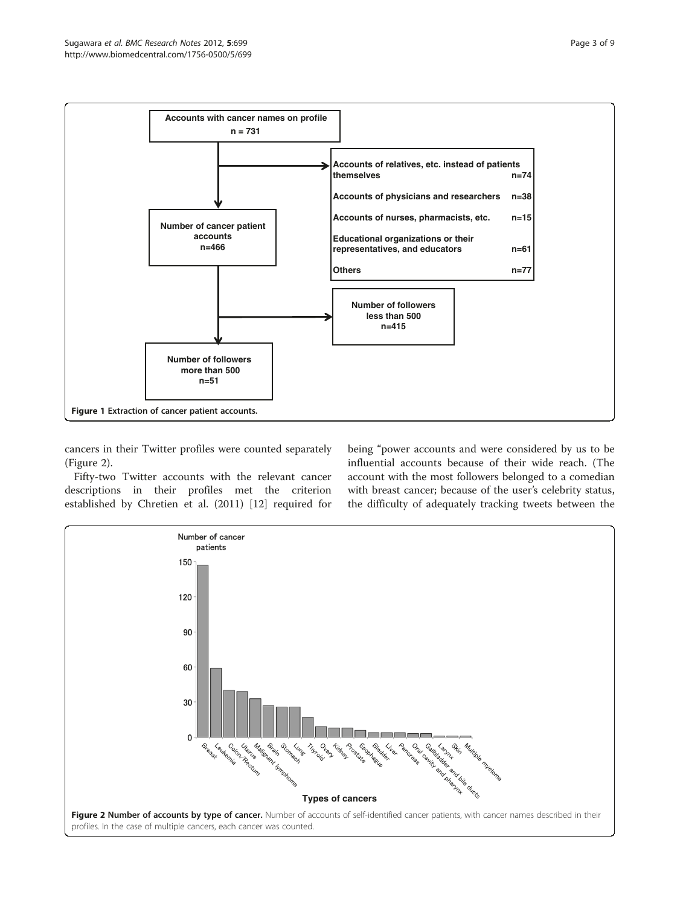**Figure 1 Extraction of cancer patient accounts.**

cancers in their Twitter profiles were counted separately (Figure 2).

Fifty-two Twitter accounts with the relevant cancer descriptions in their profiles met the criterion established by Chretien et al. (2011) [12] required for being "power accounts and were considered by us to be influential accounts because of their wide reach. (The account with the most followers belonged to a comedian with breast cancer; because of the user's celebrity status, the difficulty of adequately tracking tweets between the

**Figure 2 Number of accounts by type of cancer.** Number of accounts of self-identified cancer patients, with cancer names described in their profiles. In the case of multiple cancers, each cancer was counted.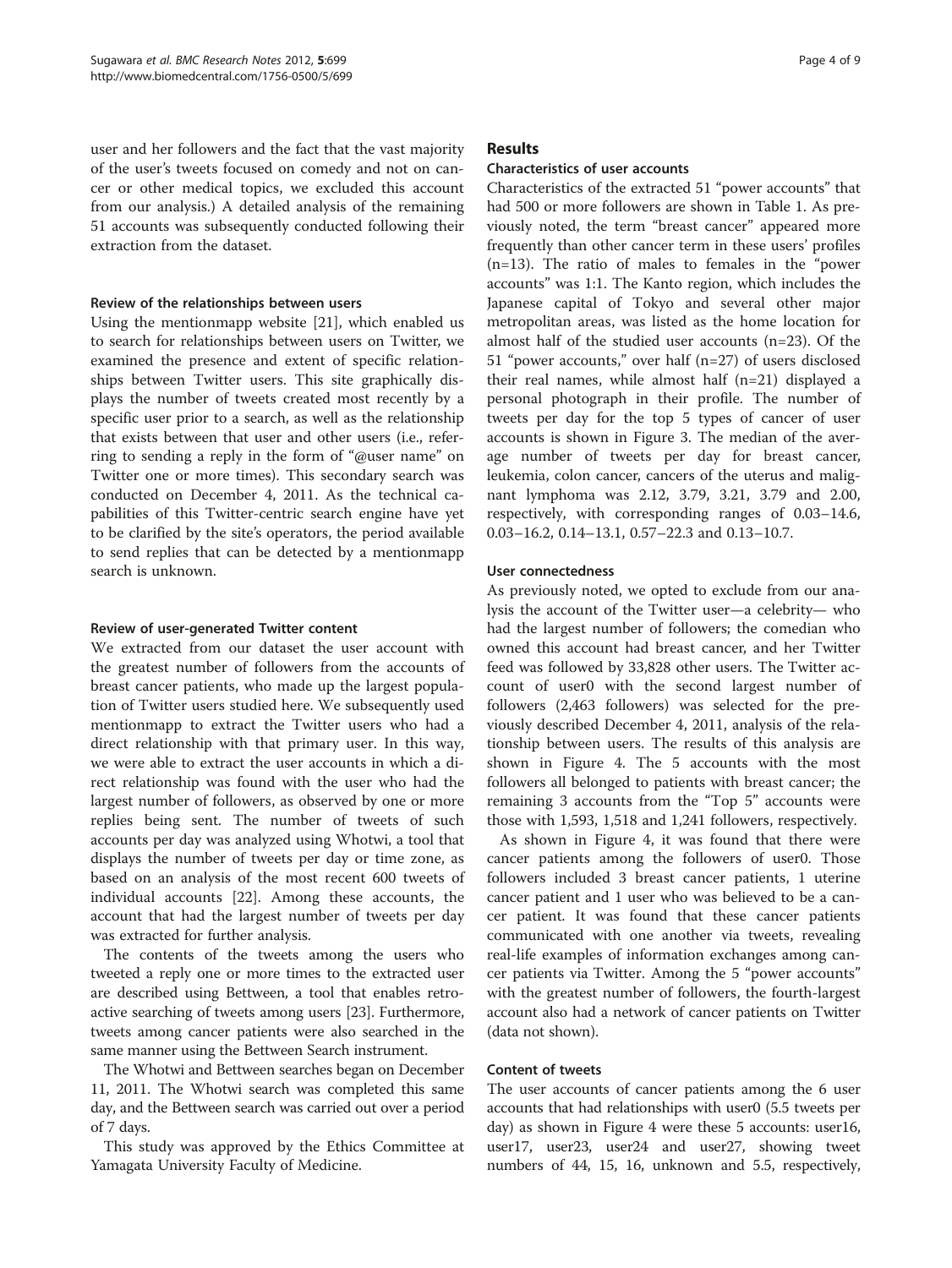user and her followers and the fact that the vast majority of the user's tweets focused on comedy and not on cancer or other medical topics, we excluded this account from our analysis.) A detailed analysis of the remaining 51 accounts was subsequently conducted following their extraction from the dataset.

#### Review of the relationships between users

Using the mentionmapp website [21], which enabled us to search for relationships between users on Twitter, we examined the presence and extent of specific relationships between Twitter users. This site graphically displays the number of tweets created most recently by a specific user prior to a search, as well as the relationship that exists between that user and other users (i.e., referring to sending a reply in the form of "@user name" on Twitter one or more times). This secondary search was conducted on December 4, 2011. As the technical capabilities of this Twitter-centric search engine have yet to be clarified by the site's operators, the period available to send replies that can be detected by a mentionmapp search is unknown.

#### Review of user-generated Twitter content

We extracted from our dataset the user account with the greatest number of followers from the accounts of breast cancer patients, who made up the largest population of Twitter users studied here. We subsequently used mentionmapp to extract the Twitter users who had a direct relationship with that primary user. In this way, we were able to extract the user accounts in which a direct relationship was found with the user who had the largest number of followers, as observed by one or more replies being sent. The number of tweets of such accounts per day was analyzed using Whotwi, a tool that displays the number of tweets per day or time zone, as based on an analysis of the most recent 600 tweets of individual accounts [22]. Among these accounts, the account that had the largest number of tweets per day was extracted for further analysis.

The contents of the tweets among the users who tweeted a reply one or more times to the extracted user are described using Bettween, a tool that enables retroactive searching of tweets among users [23]. Furthermore, tweets among cancer patients were also searched in the same manner using the Bettween Search instrument.

The Whotwi and Bettween searches began on December 11, 2011. The Whotwi search was completed this same day, and the Bettween search was carried out over a period of 7 days.

This study was approved by the Ethics Committee at Yamagata University Faculty of Medicine.

## Results

### Characteristics of user accounts

Characteristics of the extracted 51 "power accounts" that had 500 or more followers are shown in Table 1. As previously noted, the term "breast cancer" appeared more frequently than other cancer term in these users' profiles (n=13). The ratio of males to females in the "power accounts" was 1:1. The Kanto region, which includes the Japanese capital of Tokyo and several other major metropolitan areas, was listed as the home location for almost half of the studied user accounts (n=23). Of the 51 "power accounts," over half (n=27) of users disclosed their real names, while almost half (n=21) displayed a personal photograph in their profile. The number of tweets per day for the top 5 types of cancer of user accounts is shown in Figure 3. The median of the average number of tweets per day for breast cancer, leukemia, colon cancer, cancers of the uterus and malignant lymphoma was 2.12, 3.79, 3.21, 3.79 and 2.00, respectively, with corresponding ranges of 0.03–14.6, 0.03–16.2, 0.14–13.1, 0.57–22.3 and 0.13–10.7.

### User connectedness

As previously noted, we opted to exclude from our analysis the account of the Twitter user—a celebrity— who had the largest number of followers; the comedian who owned this account had breast cancer, and her Twitter feed was followed by 33,828 other users. The Twitter account of user0 with the second largest number of followers (2,463 followers) was selected for the previously described December 4, 2011, analysis of the relationship between users. The results of this analysis are shown in Figure 4. The 5 accounts with the most followers all belonged to patients with breast cancer; the remaining 3 accounts from the "Top 5" accounts were those with 1,593, 1,518 and 1,241 followers, respectively.

As shown in Figure 4, it was found that there were cancer patients among the followers of user0. Those followers included 3 breast cancer patients, 1 uterine cancer patient and 1 user who was believed to be a cancer patient. It was found that these cancer patients communicated with one another via tweets, revealing real-life examples of information exchanges among cancer patients via Twitter. Among the 5 "power accounts" with the greatest number of followers, the fourth-largest account also had a network of cancer patients on Twitter (data not shown).

### Content of tweets

The user accounts of cancer patients among the 6 user accounts that had relationships with user0 (5.5 tweets per day) as shown in Figure 4 were these 5 accounts: user16, user17, user23, user24 and user27, showing tweet numbers of 44, 15, 16, unknown and 5.5, respectively,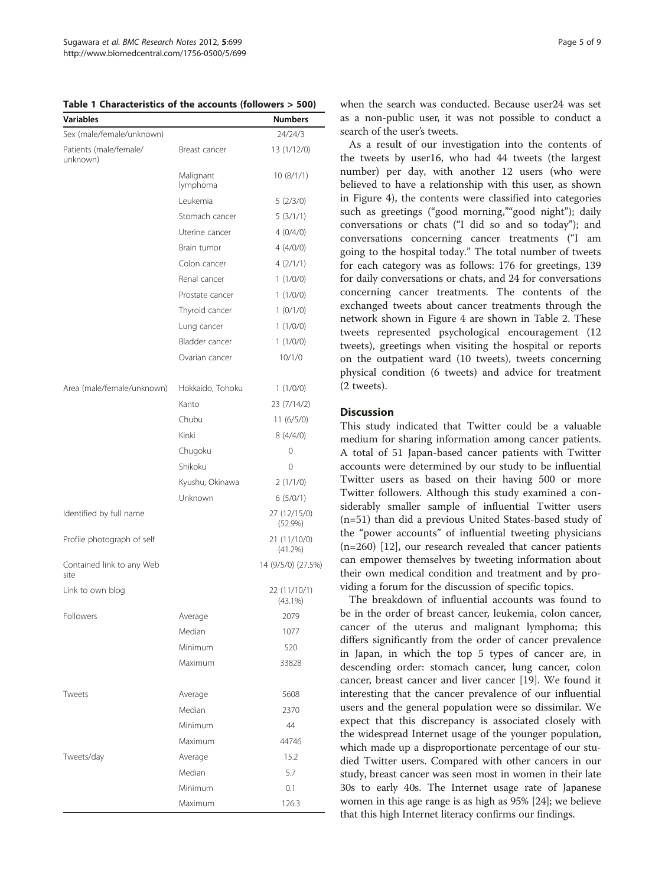**Table 1 Characteristics of the accounts (followers > 500)**

| Variables | | Numbers |
|---|---|---|
| Sex (male/female/unknown) | | 24/24/3 |
| Patients (male/female/unknown) | Breast cancer | 13 (1/12/0) |
| | Malignant lymphoma | 10 (8/1/1) |
| | Leukemia | 5 (2/3/0) |
| | Stomach cancer | 5 (3/1/1) |
| | Uterine cancer | 4 (0/4/0) |
| | Brain tumor | 4 (4/0/0) |
| | Colon cancer | 4 (2/1/1) |
| | Renal cancer | 1 (1/0/0) |
| | Prostate cancer | 1 (1/0/0) |
| | Thyroid cancer | 1 (0/1/0) |
| | Lung cancer | 1 (1/0/0) |
| | Bladder cancer | 1 (1/0/0) |
| | Ovarian cancer | 10/1/0 |
| Area (male/female/unknown) | Hokkaido, Tohoku | 1 (1/0/0) |
| | Kanto | 23 (7/14/2) |
| | Chubu | 11 (6/5/0) |
| | Kinki | 8 (4/4/0) |
| | Chugoku | 0 |
| | Shikoku | 0 |
| | Kyushu, Okinawa | 2 (1/1/0) |
| | Unknown | 6 (5/0/1) |
| Identified by full name | | 27 (12/15/0) (52.9%) |
| Profile photograph of self | | 21 (11/10/0) (41.2%) |
| Contained link to any Web site | | 14 (9/5/0) (27.5%) |
| Link to own blog | | 22 (11/10/1) (43.1%) |
| Followers | Average | 2079 |
| | Median | 1077 |
| | Minimum | 520 |
| | Maximum | 33828 |
| Tweets | Average | 5608 |
| | Median | 2370 |
| | Minimum | 44 |
| | Maximum | 44746 |
| Tweets/day | Average | 15.2 |
| | Median | 5.7 |
| | Minimum | 0.1 |
| | Maximum | 126.3 |

when the search was conducted. Because user24 was set as a non-public user, it was not possible to conduct a search of the user's tweets.

As a result of our investigation into the contents of the tweets by user16, who had 44 tweets (the largest number) per day, with another 12 users (who were believed to have a relationship with this user, as shown in Figure 4), the contents were classified into categories such as greetings ("good morning,""good night"); daily conversations or chats ("I did so and so today"); and conversations concerning cancer treatments ("I am going to the hospital today." The total number of tweets for each category was as follows: 176 for greetings, 139 for daily conversations or chats, and 24 for conversations concerning cancer treatments. The contents of the exchanged tweets about cancer treatments through the network shown in Figure 4 are shown in Table 2. These tweets represented psychological encouragement (12 tweets), greetings when visiting the hospital or reports on the outpatient ward (10 tweets), tweets concerning physical condition (6 tweets) and advice for treatment (2 tweets).

## Discussion

This study indicated that Twitter could be a valuable medium for sharing information among cancer patients. A total of 51 Japan-based cancer patients with Twitter accounts were determined by our study to be influential Twitter users as based on their having 500 or more Twitter followers. Although this study examined a considerably smaller sample of influential Twitter users (n=51) than did a previous United States-based study of the "power accounts" of influential tweeting physicians (n=260) [12], our research revealed that cancer patients can empower themselves by tweeting information about their own medical condition and treatment and by providing a forum for the discussion of specific topics.

The breakdown of influential accounts was found to be in the order of breast cancer, leukemia, colon cancer, cancer of the uterus and malignant lymphoma; this differs significantly from the order of cancer prevalence in Japan, in which the top 5 types of cancer are, in descending order: stomach cancer, lung cancer, colon cancer, breast cancer and liver cancer [19]. We found it interesting that the cancer prevalence of our influential users and the general population were so dissimilar. We expect that this discrepancy is associated closely with the widespread Internet usage of the younger population, which made up a disproportionate percentage of our studied Twitter users. Compared with other cancers in our study, breast cancer was seen most in women in their late 30s to early 40s. The Internet usage rate of Japanese women in this age range is as high as 95% [24]; we believe that this high Internet literacy confirms our findings.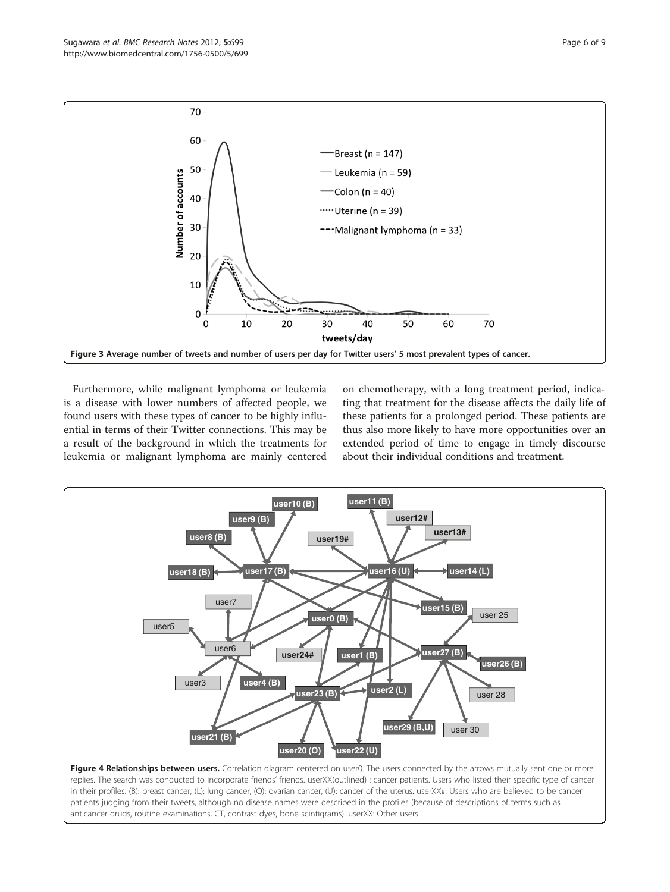Figure 3 Average number of tweets and number of users per day for Twitter users' 5 most prevalent types of cancer.

Furthermore, while malignant lymphoma or leukemia is a disease with lower numbers of affected people, we found users with these types of cancer to be highly influential in terms of their Twitter connections. This may be a result of the background in which the treatments for leukemia or malignant lymphoma are mainly centered on chemotherapy, with a long treatment period, indicating that treatment for the disease affects the daily life of these patients for a prolonged period. These patients are thus also more likely to have more opportunities over an extended period of time to engage in timely discourse about their individual conditions and treatment.

Figure 4 Relationships between users. Correlation diagram centered on user0. The users connected by the arrows mutually sent one or more replies. The search was conducted to incorporate friends' friends. userXX(outlined) : cancer patients. Users who listed their specific type of cancer in their profiles. (B): breast cancer, (L): lung cancer, (O): ovarian cancer, (U): cancer of the uterus. userXX#: Users who are believed to be cancer patients judging from their tweets, although no disease names were described in the profiles (because of descriptions of terms such as anticancer drugs, routine examinations, CT, contrast dyes, bone scintigrams). userXX: Other users.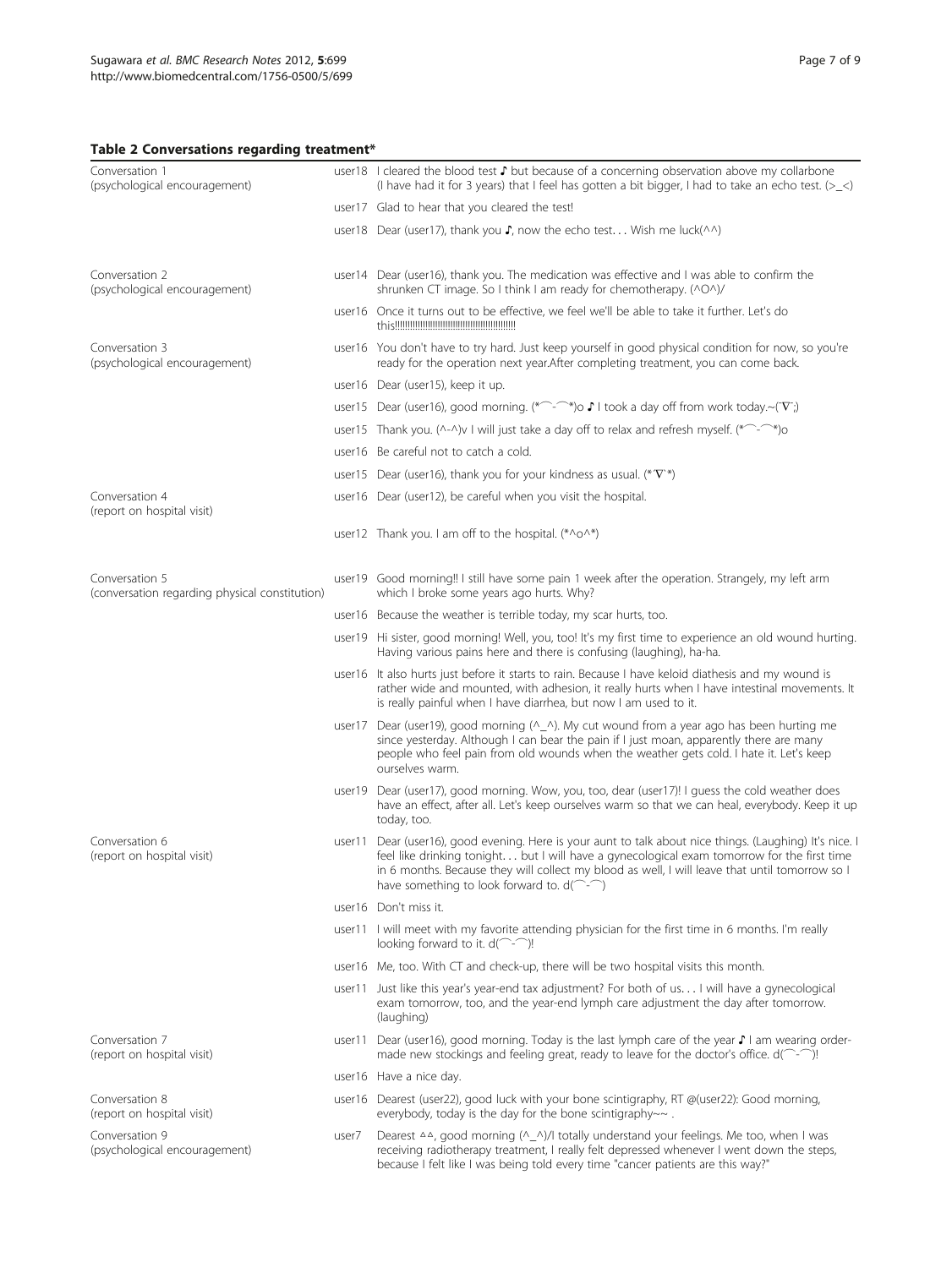**Table 2 Conversations regarding treatment***

| Conversation | User | Text |
|---|---|---|
| Conversation 1 (psychological encouragement) | user18 | I cleared the blood test ♪ but because of a concerning observation above my collarbone (I have had it for 3 years) that I feel has gotten a bit bigger, I had to take an echo test. (>_<) |
| | user17 | Glad to hear that you cleared the test! |
| | user18 | Dear (user17), thank you ♪, now the echo test… Wish me luck(^^) |
| Conversation 2 (psychological encouragement) | user14 | Dear (user16), thank you. The medication was effective and I was able to confirm the shrunken CT image. So I think I am ready for chemotherapy. (^O^)/ |
| | user16 | Once it turns out to be effective, we feel we'll be able to take it further. Let's do this!!!!!!!!!!!!!!!!!!!!!!!!!!!!!!!!!!!!!!!!!!!!!!!!!!!!!! |
| Conversation 3 (psychological encouragement) | user16 | You don't have to try hard. Just keep yourself in good physical condition for now, so you're ready for the operation next year.After completing treatment, you can come back. |
| | user16 | Dear (user15), keep it up. |
| | user15 | Dear (user16), good morning. (*⌒-⌒*)o ♪ I took a day off from work today.~(¯∇¯;) |
| | user15 | Thank you. (^-^)v I will just take a day off to relax and refresh myself. (*⌒-⌒*)o |
| | user16 | Be careful not to catch a cold. |
| | user15 | Dear (user16), thank you for your kindness as usual. (*´∇`*) |
| Conversation 4 (report on hospital visit) | user16 | Dear (user12), be careful when you visit the hospital. |
| | user12 | Thank you. I am off to the hospital. (*^o^*) |
| Conversation 5 (conversation regarding physical constitution) | user19 | Good morning!! I still have some pain 1 week after the operation. Strangely, my left arm which I broke some years ago hurts. Why? |
| | user16 | Because the weather is terrible today, my scar hurts, too. |
| | user19 | Hi sister, good morning! Well, you, too! It's my first time to experience an old wound hurting. Having various pains here and there is confusing (laughing), ha-ha. |
| | user16 | It also hurts just before it starts to rain. Because I have keloid diathesis and my wound is rather wide and mounted, with adhesion, it really hurts when I have intestinal movements. It is really painful when I have diarrhea, but now I am used to it. |
| | user17 | Dear (user19), good morning (^_^). My cut wound from a year ago has been hurting me since yesterday. Although I can bear the pain if I just moan, apparently there are many people who feel pain from old wounds when the weather gets cold. I hate it. Let's keep ourselves warm. |
| | user19 | Dear (user17), good morning. Wow, you, too, dear (user17)! I guess the cold weather does have an effect, after all. Let's keep ourselves warm so that we can heal, everybody. Keep it up today, too. |
| Conversation 6 (report on hospital visit) | user11 | Dear (user16), good evening. Here is your aunt to talk about nice things. (Laughing) It's nice. I feel like drinking tonight… but I will have a gynecological exam tomorrow for the first time in 6 months. Because they will collect my blood as well, I will leave that until tomorrow so I have something to look forward to. d(⌒-⌒) |
| | user16 | Don't miss it. |
| | user11 | I will meet with my favorite attending physician for the first time in 6 months. I'm really looking forward to it. d(⌒-⌒)! |
| | user16 | Me, too. With CT and check-up, there will be two hospital visits this month. |
| | user11 | Just like this year's year-end tax adjustment? For both of us… I will have a gynecological exam tomorrow, too, and the year-end lymph care adjustment the day after tomorrow. (laughing) |
| Conversation 7 (report on hospital visit) | user11 | Dear (user16), good morning. Today is the last lymph care of the year ♪ I am wearing order-made new stockings and feeling great, ready to leave for the doctor's office. d(⌒-⌒)! |
| | user16 | Have a nice day. |
| Conversation 8 (report on hospital visit) | user16 | Dearest (user22), good luck with your bone scintigraphy, RT @(user22): Good morning, everybody, today is the day for the bone scintigraphy~~ . |
| Conversation 9 (psychological encouragement) | user7 | Dearest ▵▵, good morning (^_^)/I totally understand your feelings. Me too, when I was receiving radiotherapy treatment, I really felt depressed whenever I went down the steps, because I felt like I was being told every time "cancer patients are this way?" |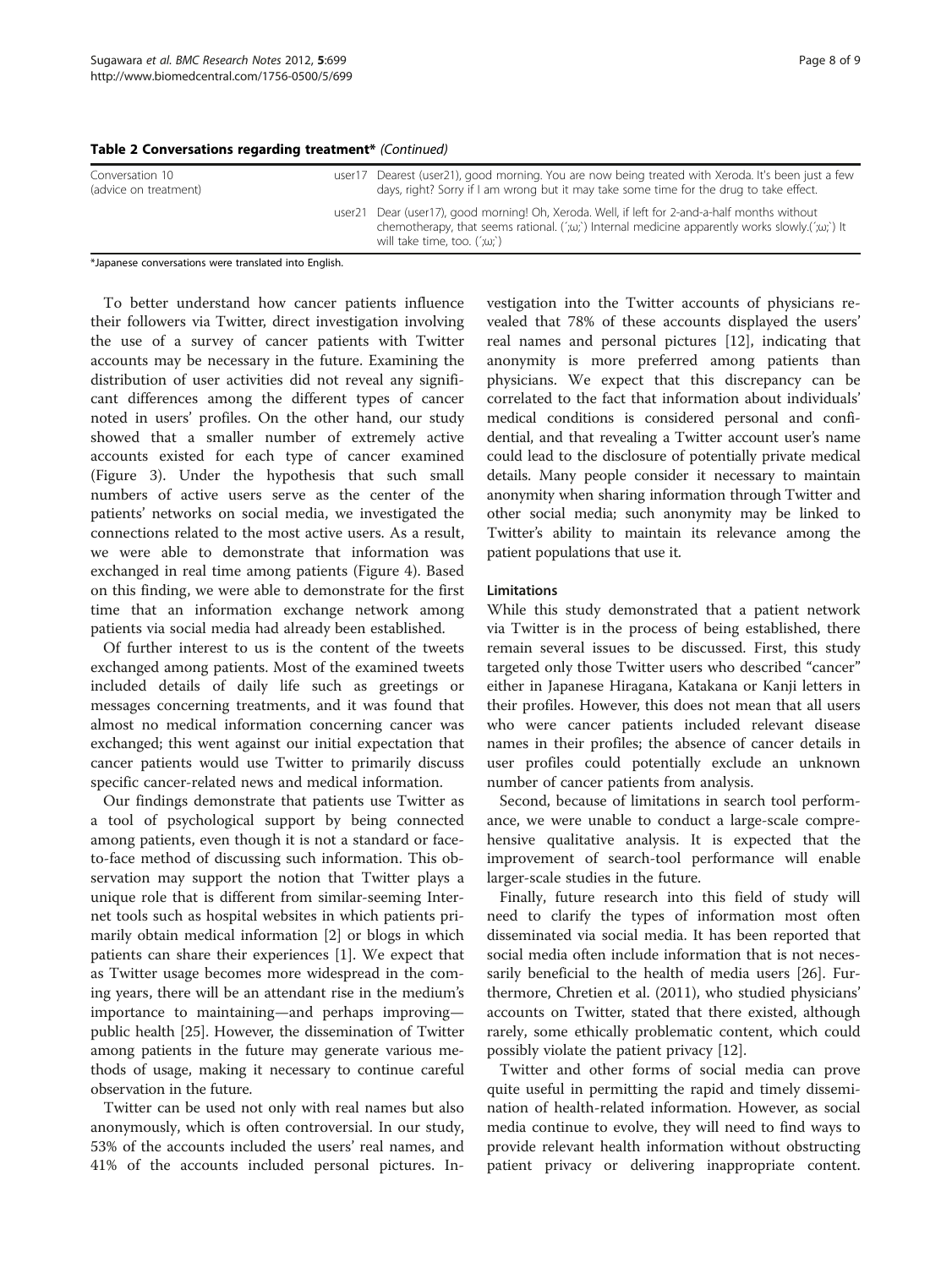**Table 2 Conversations regarding treatment*** *(Continued)*

| | | |
|---|---|---|
| Conversation 10 (advice on treatment) | user17 | Dearest (user21), good morning. You are now being treated with Xeroda. It's been just a few days, right? Sorry if I am wrong but it may take some time for the drug to take effect. |
| | user21 | Dear (user17), good morning! Oh, Xeroda. Well, if left for 2-and-a-half months without chemotherapy, that seems rational. (´;ω;`) Internal medicine apparently works slowly.(´;ω;`) It will take time, too. (´;ω;`) |

*Japanese conversations were translated into English.

To better understand how cancer patients influence their followers via Twitter, direct investigation involving the use of a survey of cancer patients with Twitter accounts may be necessary in the future. Examining the distribution of user activities did not reveal any significant differences among the different types of cancer noted in users' profiles. On the other hand, our study showed that a smaller number of extremely active accounts existed for each type of cancer examined (Figure 3). Under the hypothesis that such small numbers of active users serve as the center of the patients' networks on social media, we investigated the connections related to the most active users. As a result, we were able to demonstrate that information was exchanged in real time among patients (Figure 4). Based on this finding, we were able to demonstrate for the first time that an information exchange network among patients via social media had already been established.

Of further interest to us is the content of the tweets exchanged among patients. Most of the examined tweets included details of daily life such as greetings or messages concerning treatments, and it was found that almost no medical information concerning cancer was exchanged; this went against our initial expectation that cancer patients would use Twitter to primarily discuss specific cancer-related news and medical information.

Our findings demonstrate that patients use Twitter as a tool of psychological support by being connected among patients, even though it is not a standard or face-to-face method of discussing such information. This observation may support the notion that Twitter plays a unique role that is different from similar-seeming Internet tools such as hospital websites in which patients primarily obtain medical information [2] or blogs in which patients can share their experiences [1]. We expect that as Twitter usage becomes more widespread in the coming years, there will be an attendant rise in the medium's importance to maintaining—and perhaps improving—public health [25]. However, the dissemination of Twitter among patients in the future may generate various methods of usage, making it necessary to continue careful observation in the future.

Twitter can be used not only with real names but also anonymously, which is often controversial. In our study, 53% of the accounts included the users' real names, and 41% of the accounts included personal pictures. Investigation into the Twitter accounts of physicians revealed that 78% of these accounts displayed the users' real names and personal pictures [12], indicating that anonymity is more preferred among patients than physicians. We expect that this discrepancy can be correlated to the fact that information about individuals' medical conditions is considered personal and confidential, and that revealing a Twitter account user's name could lead to the disclosure of potentially private medical details. Many people consider it necessary to maintain anonymity when sharing information through Twitter and other social media; such anonymity may be linked to Twitter's ability to maintain its relevance among the patient populations that use it.

### Limitations

While this study demonstrated that a patient network via Twitter is in the process of being established, there remain several issues to be discussed. First, this study targeted only those Twitter users who described "cancer" either in Japanese Hiragana, Katakana or Kanji letters in their profiles. However, this does not mean that all users who were cancer patients included relevant disease names in their profiles; the absence of cancer details in user profiles could potentially exclude an unknown number of cancer patients from analysis.

Second, because of limitations in search tool performance, we were unable to conduct a large-scale comprehensive qualitative analysis. It is expected that the improvement of search-tool performance will enable larger-scale studies in the future.

Finally, future research into this field of study will need to clarify the types of information most often disseminated via social media. It has been reported that social media often include information that is not necessarily beneficial to the health of media users [26]. Furthermore, Chretien et al. (2011), who studied physicians' accounts on Twitter, stated that there existed, although rarely, some ethically problematic content, which could possibly violate the patient privacy [12].

Twitter and other forms of social media can prove quite useful in permitting the rapid and timely dissemination of health-related information. However, as social media continue to evolve, they will need to find ways to provide relevant health information without obstructing patient privacy or delivering inappropriate content.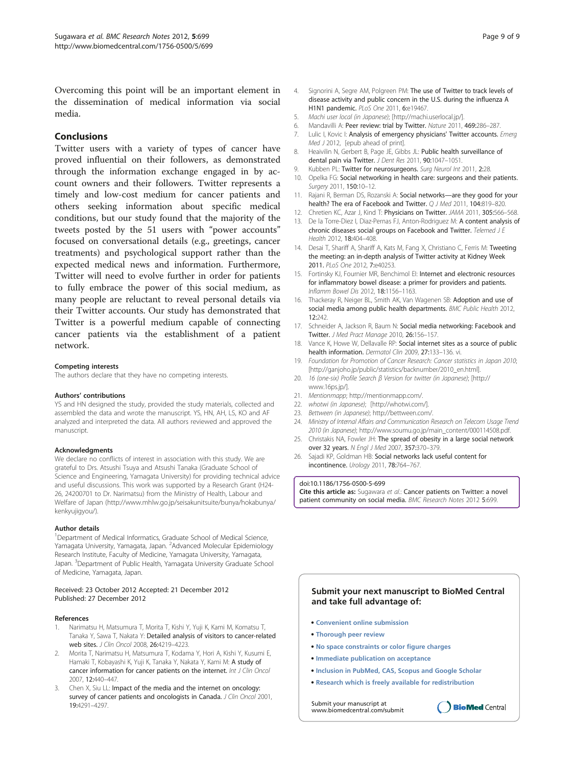Overcoming this point will be an important element in the dissemination of medical information via social media.

## Conclusions

Twitter users with a variety of types of cancer have proved influential on their followers, as demonstrated through the information exchange engaged in by account owners and their followers. Twitter represents a timely and low-cost medium for cancer patients and others seeking information about specific medical conditions, but our study found that the majority of the tweets posted by the 51 users with "power accounts" focused on conversational details (e.g., greetings, cancer treatments) and psychological support rather than the expected medical news and information. Furthermore, Twitter will need to evolve further in order for patients to fully embrace the power of this social medium, as many people are reluctant to reveal personal details via their Twitter accounts. Our study has demonstrated that Twitter is a powerful medium capable of connecting cancer patients via the establishment of a patient network.

#### Competing interests

The authors declare that they have no competing interests.

#### Authors' contributions

YS and HN designed the study, provided the study materials, collected and assembled the data and wrote the manuscript. YS, HN, AH, LS, KO and AF analyzed and interpreted the data. All authors reviewed and approved the manuscript.

#### Acknowledgments

We declare no conflicts of interest in association with this study. We are grateful to Drs. Atsushi Tsuya and Atsushi Tanaka (Graduate School of Science and Engineering, Yamagata University) for providing technical advice and useful discussions. This work was supported by a Research Grant (H24-26, 24200701 to Dr. Narimatsu) from the Ministry of Health, Labour and Welfare of Japan (http://www.mhlw.go.jp/seisakunitsuite/bunya/hokabunya/kenkyujigyou/).

#### Author details

[1]Department of Medical Informatics, Graduate School of Medical Science, Yamagata University, Yamagata, Japan. [2]Advanced Molecular Epidemiology Research Institute, Faculty of Medicine, Yamagata University, Yamagata, Japan. [3]Department of Public Health, Yamagata University Graduate School of Medicine, Yamagata, Japan.

Received: 23 October 2012 Accepted: 21 December 2012
Published: 27 December 2012

#### References

1. Narimatsu H, Matsumura T, Morita T, Kishi Y, Yuji K, Kami M, Komatsu T, Tanaka Y, Sawa T, Nakata Y: **Detailed analysis of visitors to cancer-related web sites.** *J Clin Oncol* 2008, **26:**4219–4223.
2. Morita T, Narimatsu H, Matsumura T, Kodama Y, Hori A, Kishi Y, Kusumi E, Hamaki T, Kobayashi K, Yuji K, Tanaka Y, Nakata Y, Kami M: **A study of cancer information for cancer patients on the internet.** *Int J Clin Oncol* 2007, **12:**440–447.
3. Chen X, Siu LL: **Impact of the media and the internet on oncology: survey of cancer patients and oncologists in Canada.** *J Clin Oncol* 2001, **19:**4291–4297.
4. Signorini A, Segre AM, Polgreen PM: **The use of Twitter to track levels of disease activity and public concern in the U.S. during the influenza A H1N1 pandemic.** *PLoS One* 2011, **6:**e19467.
5. *Machi user local (in Japanese)*; [http://machi.userlocal.jp/].
6. Mandavilli A: **Peer review: trial by Twitter.** *Nature* 2011, **469:**286–287.
7. Lulic I, Kovic I: **Analysis of emergency physicians' Twitter accounts.** *Emerg Med J* 2012, [epub ahead of print].
8. Heaivilin N, Gerbert B, Page JE, Gibbs JL: **Public health surveillance of dental pain via Twitter.** *J Dent Res* 2011, **90:**1047–1051.
9. Kubben PL: **Twitter for neurosurgeons.** *Surg Neurol Int* 2011, **2:**28.
10. Opelka FG: **Social networking in health care: surgeons and their patients.** *Surgery* 2011, **150:**10–12.
11. Rajani R, Berman DS, Rozanski A: **Social networks—are they good for your health? The era of Facebook and Twitter.** *Q J Med* 2011, **104:**819–820.
12. Chretien KC, Azar J, Kind T: **Physicians on Twitter.** *JAMA* 2011, **305:**566–568.
13. De la Torre-Diez I, Diaz-Pernas FJ, Anton-Rodriguez M: **A content analysis of chronic diseases social groups on Facebook and Twitter.** *Telemed J E Health* 2012, **18:**404–408.
14. Desai T, Shariff A, Shariff A, Kats M, Fang X, Christiano C, Ferris M: **Tweeting the meeting: an in-depth analysis of Twitter activity at Kidney Week 2011.** *PLoS One* 2012, **7:**e40253.
15. Fortinsky KJ, Fournier MR, Benchimol EI: **Internet and electronic resources for inflammatory bowel disease: a primer for providers and patients.** *Inflamm Bowel Dis* 2012, **18:**1156–1163.
16. Thackeray R, Neiger BL, Smith AK, Van Wagenen SB: **Adoption and use of social media among public health departments.** *BMC Public Health* 2012, **12:**242.
17. Schneider A, Jackson R, Baum N: **Social media networking: Facebook and Twitter.** *J Med Pract Manage* 2010, **26:**156–157.
18. Vance K, Howe W, Dellavalle RP: **Social internet sites as a source of public health information.** *Dermatol Clin* 2009, **27:**133–136. vi.
19. *Foundation for Promotion of Cancer Research: Cancer statistics in Japan 2010*; [http://ganjoho.jp/public/statistics/backnumber/2010_en.html].
20. *16 (one-six) Profile Search β Version for twitter (in Japanese)*; [http://www.16ps.jp/].
21. *Mentionmapp*; http://mentionmapp.com/.
22. *whotwi (in Japanese)*; [http://whotwi.com/].
23. *Bettween (in Japanese)*; http://bettween.com/.
24. *Ministry of Internal Affairs and Communication Research on Telecom Usage Trend 2010 (in Japanese)*; http://www.soumu.go.jp/main_content/000114508.pdf.
25. Christakis NA, Fowler JH: **The spread of obesity in a large social network over 32 years.** *N Engl J Med* 2007, **357:**370–379.
26. Sajadi KP, Goldman HB: **Social networks lack useful content for incontinence.** *Urology* 2011, **78:**764–767.

doi:10.1186/1756-0500-5-699

**Cite this article as:** Sugawara *et al.*: Cancer patients on Twitter: a novel patient community on social media. *BMC Research Notes* 2012 **5**:699.

**Submit your next manuscript to BioMed Central and take full advantage of:**

- **Convenient online submission**
- **Thorough peer review**
- **No space constraints or color figure charges**
- **Immediate publication on acceptance**
- **Inclusion in PubMed, CAS, Scopus and Google Scholar**
- **Research which is freely available for redistribution**

Submit your manuscript at www.biomedcentral.com/submit

BioMed Central